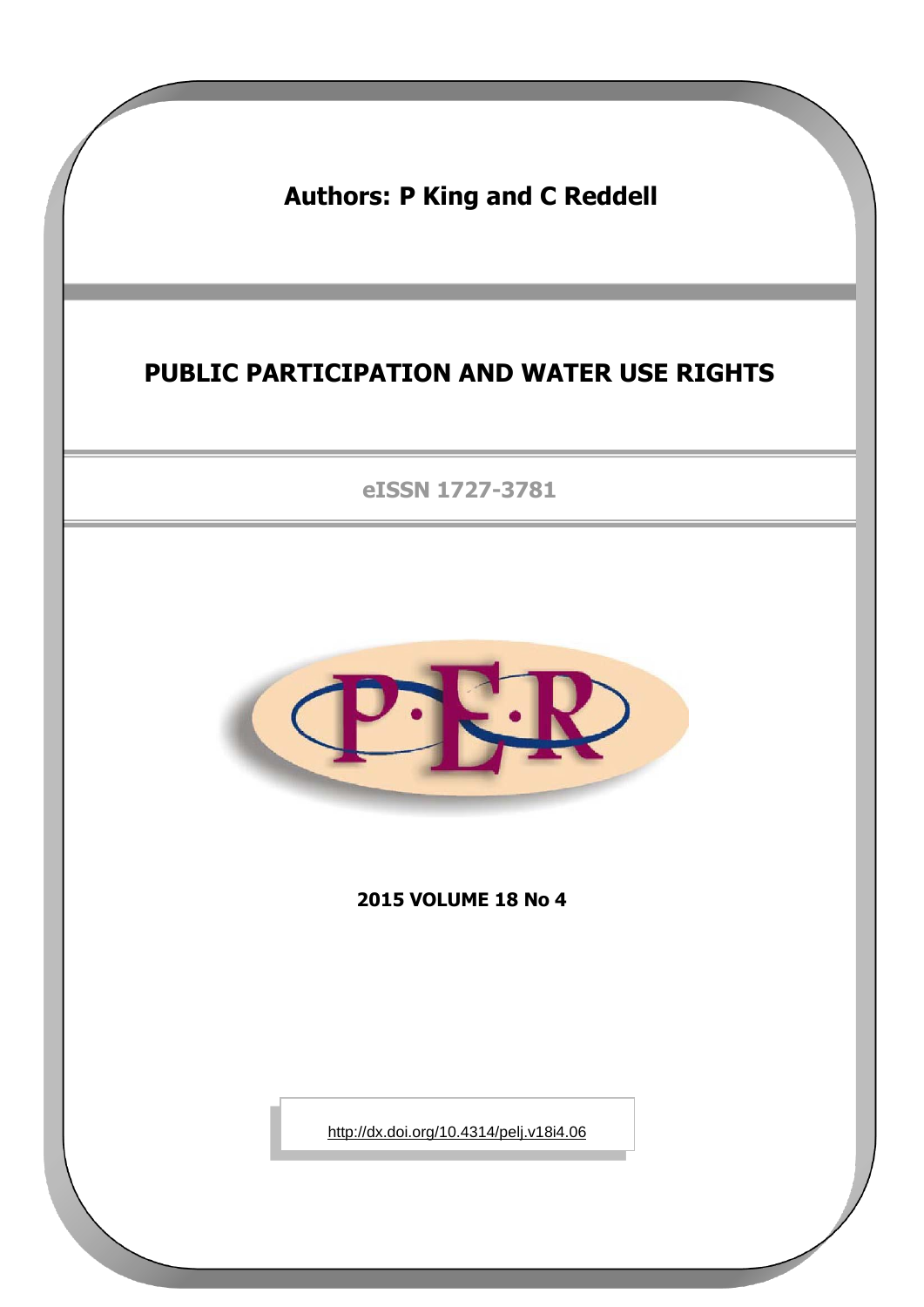**Authors: P King and C Reddell**

# PUBLIC PARTICIPATION AND WATER USE RIGHTS

eISSN 1727-3781

**2015 VOLUME 18 No 4**

http://dx.doi.org/10.4314/pelj.v18i4.06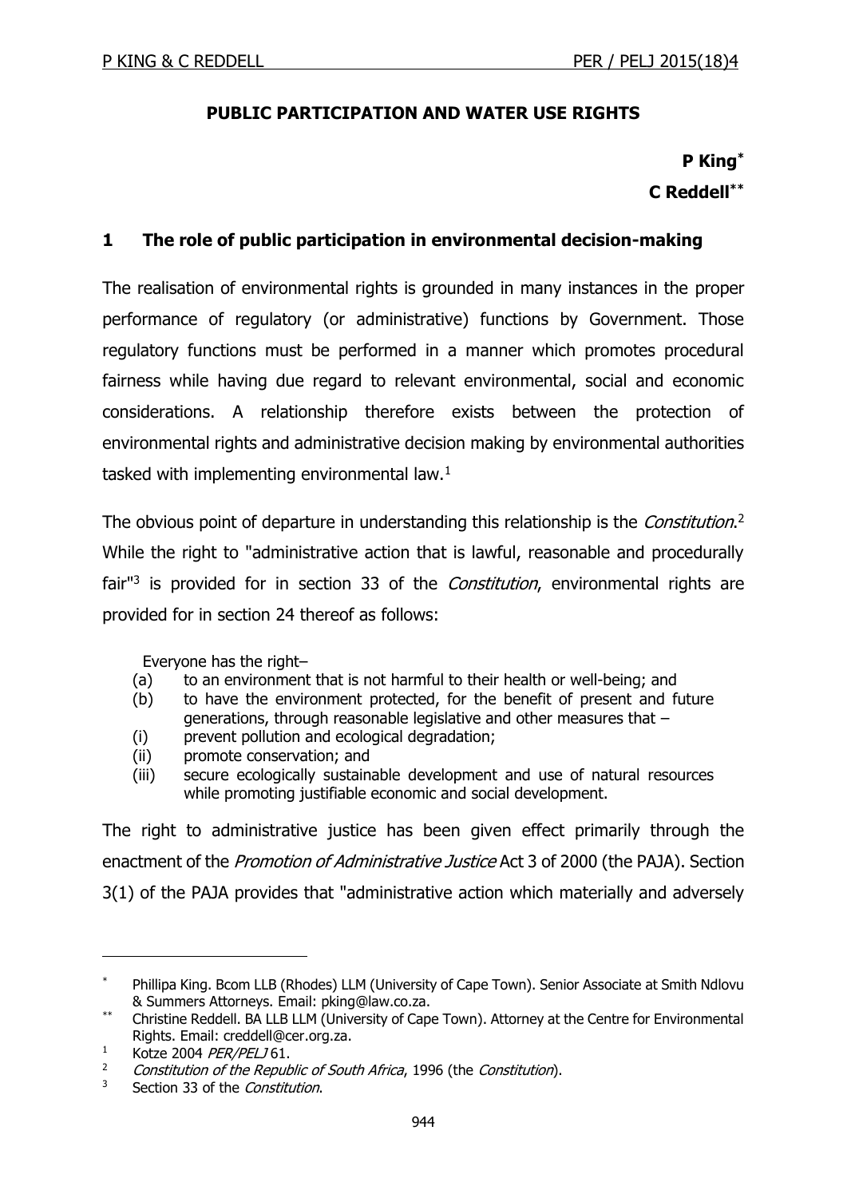# PUBLIC PARTICIPATION AND WATER USE RIGHTS

**P King**[*]

**C Reddell**[**]

## 1 The role of public participation in environmental decision-making

The realisation of environmental rights is grounded in many instances in the proper performance of regulatory (or administrative) functions by Government. Those regulatory functions must be performed in a manner which promotes procedural fairness while having due regard to relevant environmental, social and economic considerations. A relationship therefore exists between the protection of environmental rights and administrative decision making by environmental authorities tasked with implementing environmental law.[1]

The obvious point of departure in understanding this relationship is the *Constitution*.[2] While the right to "administrative action that is lawful, reasonable and procedurally fair"[3] is provided for in section 33 of the *Constitution*, environmental rights are provided for in section 24 thereof as follows:

> Everyone has the right–
> (a) to an environment that is not harmful to their health or well-being; and
> (b) to have the environment protected, for the benefit of present and future generations, through reasonable legislative and other measures that –
> (i) prevent pollution and ecological degradation;
> (ii) promote conservation; and
> (iii) secure ecologically sustainable development and use of natural resources while promoting justifiable economic and social development.

The right to administrative justice has been given effect primarily through the enactment of the *Promotion of Administrative Justice* Act 3 of 2000 (the PAJA). Section 3(1) of the PAJA provides that "administrative action which materially and adversely

---

[*] Phillipa King. Bcom LLB (Rhodes) LLM (University of Cape Town). Senior Associate at Smith Ndlovu & Summers Attorneys. Email: pking@law.co.za.

[**] Christine Reddell. BA LLB LLM (University of Cape Town). Attorney at the Centre for Environmental Rights. Email: creddell@cer.org.za.

[1] Kotze 2004 *PER/PELJ* 61.

[2] *Constitution of the Republic of South Africa*, 1996 (the *Constitution*).

[3] Section 33 of the *Constitution*.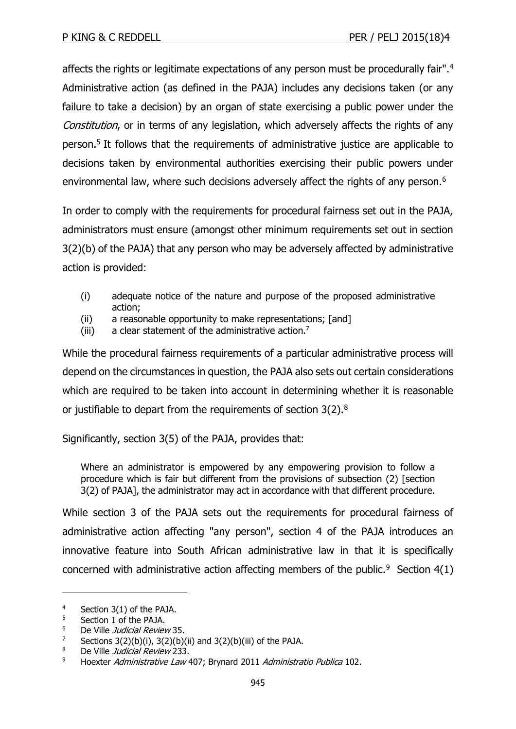affects the rights or legitimate expectations of any person must be procedurally fair".[4] Administrative action (as defined in the PAJA) includes any decisions taken (or any failure to take a decision) by an organ of state exercising a public power under the *Constitution*, or in terms of any legislation, which adversely affects the rights of any person.[5] It follows that the requirements of administrative justice are applicable to decisions taken by environmental authorities exercising their public powers under environmental law, where such decisions adversely affect the rights of any person.[6]

In order to comply with the requirements for procedural fairness set out in the PAJA, administrators must ensure (amongst other minimum requirements set out in section 3(2)(b) of the PAJA) that any person who may be adversely affected by administrative action is provided:

> (i) adequate notice of the nature and purpose of the proposed administrative action;
> (ii) a reasonable opportunity to make representations; [and]
> (iii) a clear statement of the administrative action.[7]

While the procedural fairness requirements of a particular administrative process will depend on the circumstances in question, the PAJA also sets out certain considerations which are required to be taken into account in determining whether it is reasonable or justifiable to depart from the requirements of section 3(2).[8]

Significantly, section 3(5) of the PAJA, provides that:

> Where an administrator is empowered by any empowering provision to follow a procedure which is fair but different from the provisions of subsection (2) [section 3(2) of PAJA], the administrator may act in accordance with that different procedure.

While section 3 of the PAJA sets out the requirements for procedural fairness of administrative action affecting "any person", section 4 of the PAJA introduces an innovative feature into South African administrative law in that it is specifically concerned with administrative action affecting members of the public.[9] Section 4(1)

---

[4] Section 3(1) of the PAJA.

[5] Section 1 of the PAJA.

[6] De Ville *Judicial Review* 35.

[7] Sections 3(2)(b)(i), 3(2)(b)(ii) and 3(2)(b)(iii) of the PAJA.

[8] De Ville *Judicial Review* 233.

[9] Hoexter *Administrative Law* 407; Brynard 2011 *Administratio Publica* 102.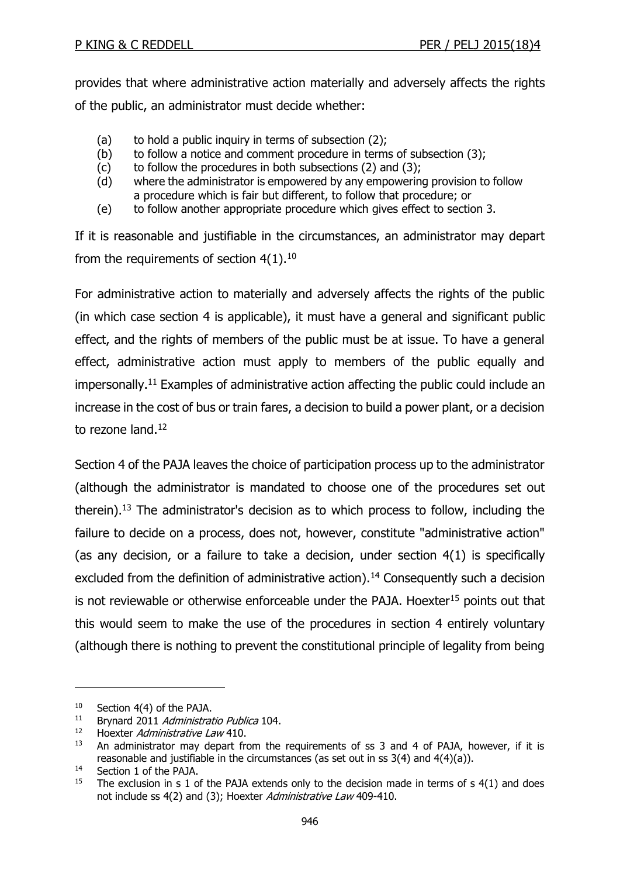provides that where administrative action materially and adversely affects the rights of the public, an administrator must decide whether:

- (a) to hold a public inquiry in terms of subsection (2);
- (b) to follow a notice and comment procedure in terms of subsection (3);
- (c) to follow the procedures in both subsections (2) and (3);
- (d) where the administrator is empowered by any empowering provision to follow a procedure which is fair but different, to follow that procedure; or
- (e) to follow another appropriate procedure which gives effect to section 3.

If it is reasonable and justifiable in the circumstances, an administrator may depart from the requirements of section 4(1).[10]

For administrative action to materially and adversely affects the rights of the public (in which case section 4 is applicable), it must have a general and significant public effect, and the rights of members of the public must be at issue. To have a general effect, administrative action must apply to members of the public equally and impersonally.[11] Examples of administrative action affecting the public could include an increase in the cost of bus or train fares, a decision to build a power plant, or a decision to rezone land.[12]

Section 4 of the PAJA leaves the choice of participation process up to the administrator (although the administrator is mandated to choose one of the procedures set out therein).[13] The administrator's decision as to which process to follow, including the failure to decide on a process, does not, however, constitute "administrative action" (as any decision, or a failure to take a decision, under section 4(1) is specifically excluded from the definition of administrative action).[14] Consequently such a decision is not reviewable or otherwise enforceable under the PAJA. Hoexter[15] points out that this would seem to make the use of the procedures in section 4 entirely voluntary (although there is nothing to prevent the constitutional principle of legality from being

---

[10] Section 4(4) of the PAJA.

[11] Brynard 2011 *Administratio Publica* 104.

[12] Hoexter *Administrative Law* 410.

[13] An administrator may depart from the requirements of ss 3 and 4 of PAJA, however, if it is reasonable and justifiable in the circumstances (as set out in ss 3(4) and 4(4)(a)).

[14] Section 1 of the PAJA.

[15] The exclusion in s 1 of the PAJA extends only to the decision made in terms of s 4(1) and does not include ss 4(2) and (3); Hoexter *Administrative Law* 409-410.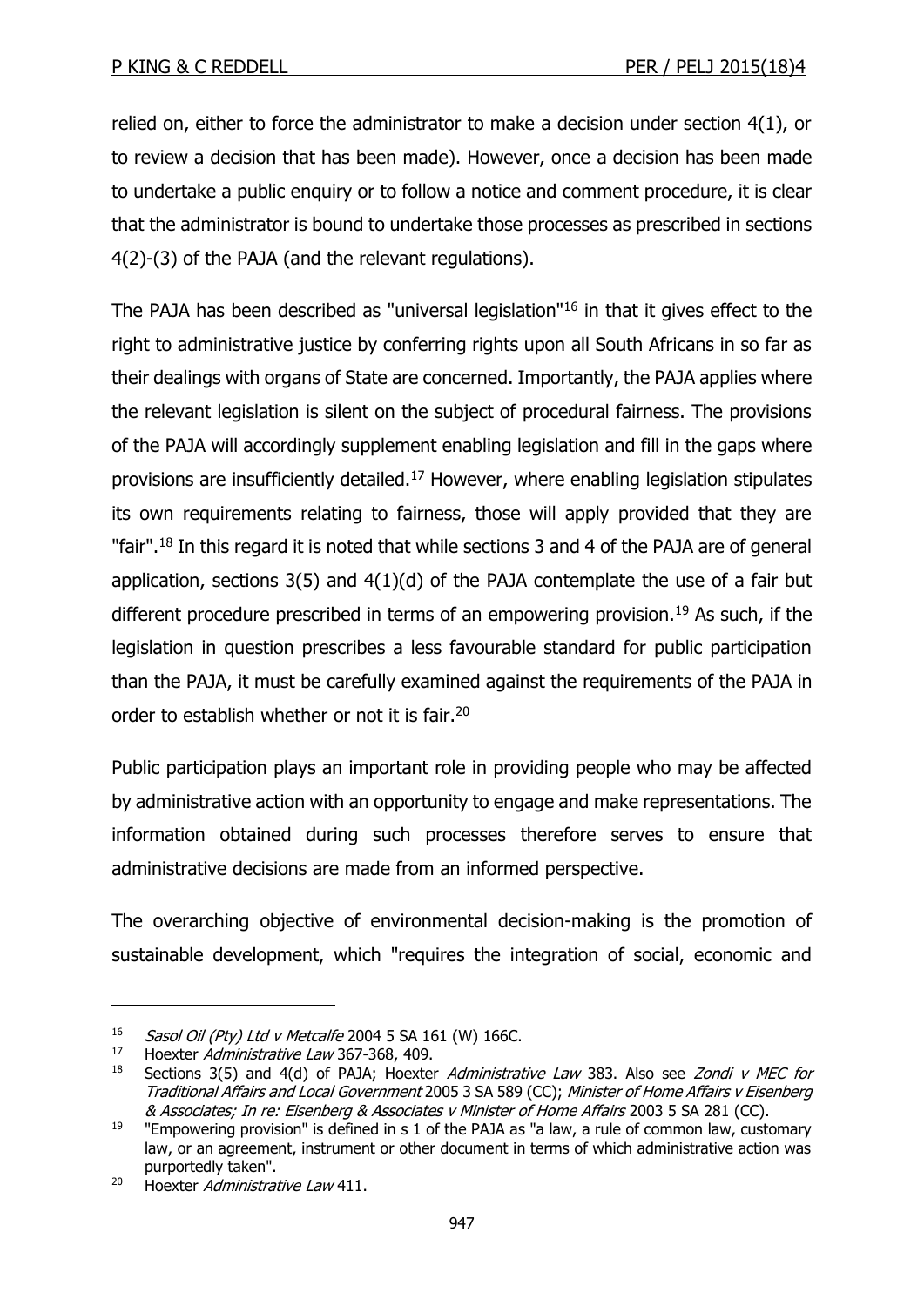relied on, either to force the administrator to make a decision under section 4(1), or to review a decision that has been made). However, once a decision has been made to undertake a public enquiry or to follow a notice and comment procedure, it is clear that the administrator is bound to undertake those processes as prescribed in sections 4(2)-(3) of the PAJA (and the relevant regulations).

The PAJA has been described as "universal legislation"[16] in that it gives effect to the right to administrative justice by conferring rights upon all South Africans in so far as their dealings with organs of State are concerned. Importantly, the PAJA applies where the relevant legislation is silent on the subject of procedural fairness. The provisions of the PAJA will accordingly supplement enabling legislation and fill in the gaps where provisions are insufficiently detailed.[17] However, where enabling legislation stipulates its own requirements relating to fairness, those will apply provided that they are "fair".[18] In this regard it is noted that while sections 3 and 4 of the PAJA are of general application, sections 3(5) and 4(1)(d) of the PAJA contemplate the use of a fair but different procedure prescribed in terms of an empowering provision.[19] As such, if the legislation in question prescribes a less favourable standard for public participation than the PAJA, it must be carefully examined against the requirements of the PAJA in order to establish whether or not it is fair.[20]

Public participation plays an important role in providing people who may be affected by administrative action with an opportunity to engage and make representations. The information obtained during such processes therefore serves to ensure that administrative decisions are made from an informed perspective.

The overarching objective of environmental decision-making is the promotion of sustainable development, which "requires the integration of social, economic and

---

[16] *Sasol Oil (Pty) Ltd v Metcalfe* 2004 5 SA 161 (W) 166C.

[17] Hoexter *Administrative Law* 367-368, 409.

[18] Sections 3(5) and 4(d) of PAJA; Hoexter *Administrative Law* 383. Also see *Zondi v MEC for Traditional Affairs and Local Government* 2005 3 SA 589 (CC); *Minister of Home Affairs v Eisenberg & Associates; In re: Eisenberg & Associates v Minister of Home Affairs* 2003 5 SA 281 (CC).

[19] "Empowering provision" is defined in s 1 of the PAJA as "a law, a rule of common law, customary law, or an agreement, instrument or other document in terms of which administrative action was purportedly taken".

[20] Hoexter *Administrative Law* 411.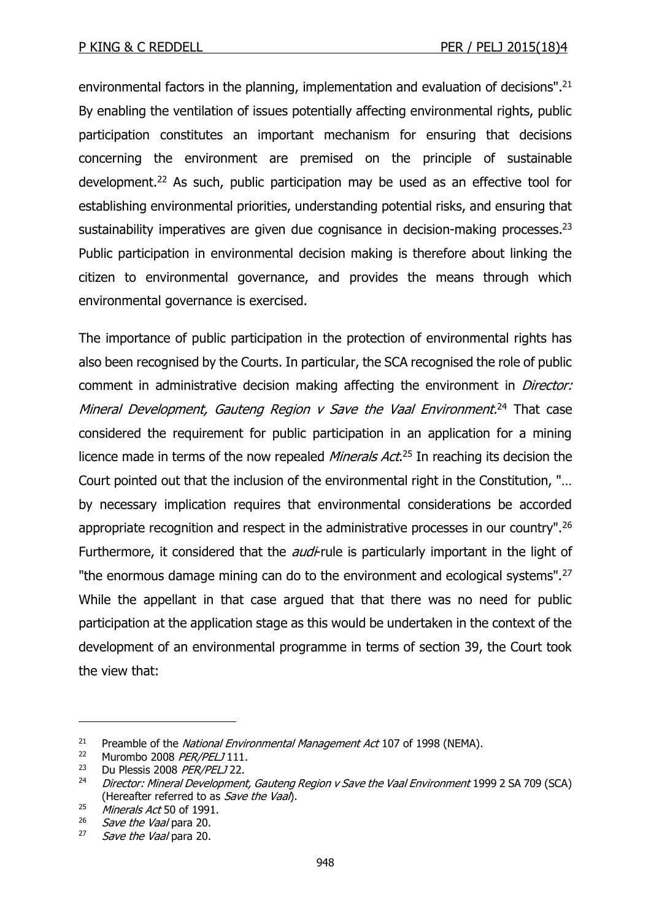environmental factors in the planning, implementation and evaluation of decisions".[21] By enabling the ventilation of issues potentially affecting environmental rights, public participation constitutes an important mechanism for ensuring that decisions concerning the environment are premised on the principle of sustainable development.[22] As such, public participation may be used as an effective tool for establishing environmental priorities, understanding potential risks, and ensuring that sustainability imperatives are given due cognisance in decision-making processes.[23] Public participation in environmental decision making is therefore about linking the citizen to environmental governance, and provides the means through which environmental governance is exercised.

The importance of public participation in the protection of environmental rights has also been recognised by the Courts. In particular, the SCA recognised the role of public comment in administrative decision making affecting the environment in *Director: Mineral Development, Gauteng Region v Save the Vaal Environment*.[24] That case considered the requirement for public participation in an application for a mining licence made in terms of the now repealed *Minerals Act*.[25] In reaching its decision the Court pointed out that the inclusion of the environmental right in the Constitution, "… by necessary implication requires that environmental considerations be accorded appropriate recognition and respect in the administrative processes in our country".[26] Furthermore, it considered that the *audi*-rule is particularly important in the light of "the enormous damage mining can do to the environment and ecological systems".[27] While the appellant in that case argued that that there was no need for public participation at the application stage as this would be undertaken in the context of the development of an environmental programme in terms of section 39, the Court took the view that:

---

[21] Preamble of the *National Environmental Management Act* 107 of 1998 (NEMA).

[22] Murombo 2008 *PER/PELJ* 111.

[23] Du Plessis 2008 *PER/PELJ* 22.

[24] *Director: Mineral Development, Gauteng Region v Save the Vaal Environment* 1999 2 SA 709 (SCA) (Hereafter referred to as *Save the Vaal*).

[25] *Minerals Act* 50 of 1991.

[26] *Save the Vaal* para 20.

[27] *Save the Vaal* para 20.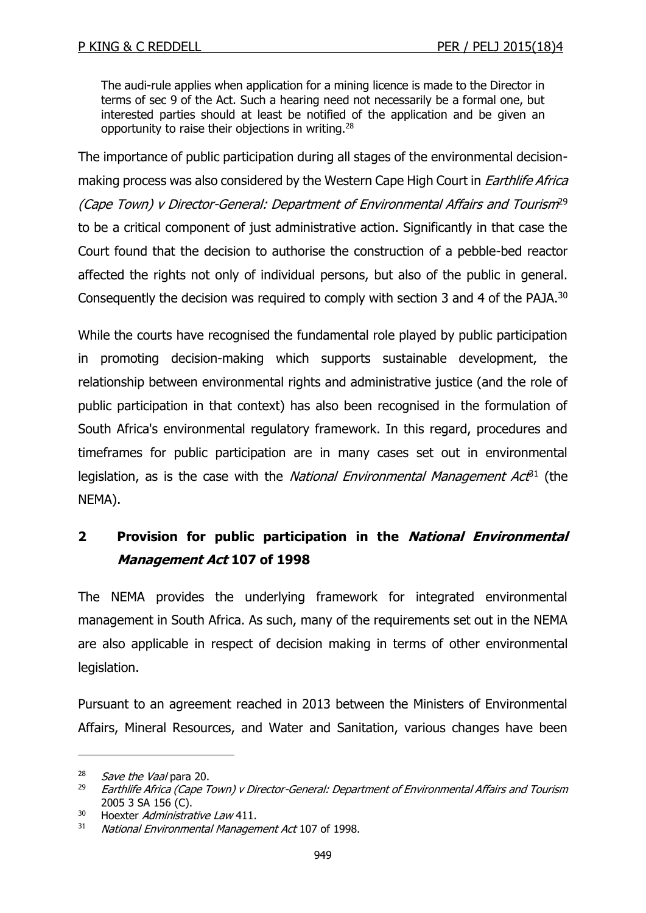> The audi-rule applies when application for a mining licence is made to the Director in terms of sec 9 of the Act. Such a hearing need not necessarily be a formal one, but interested parties should at least be notified of the application and be given an opportunity to raise their objections in writing.[28]

The importance of public participation during all stages of the environmental decision-making process was also considered by the Western Cape High Court in *Earthlife Africa (Cape Town) v Director-General: Department of Environmental Affairs and Tourism*[29] to be a critical component of just administrative action. Significantly in that case the Court found that the decision to authorise the construction of a pebble-bed reactor affected the rights not only of individual persons, but also of the public in general. Consequently the decision was required to comply with section 3 and 4 of the PAJA.[30]

While the courts have recognised the fundamental role played by public participation in promoting decision-making which supports sustainable development, the relationship between environmental rights and administrative justice (and the role of public participation in that context) has also been recognised in the formulation of South Africa's environmental regulatory framework. In this regard, procedures and timeframes for public participation are in many cases set out in environmental legislation, as is the case with the *National Environmental Management Act*[31] (the NEMA).

## 2 Provision for public participation in the *National Environmental Management Act* 107 of 1998

The NEMA provides the underlying framework for integrated environmental management in South Africa. As such, many of the requirements set out in the NEMA are also applicable in respect of decision making in terms of other environmental legislation.

Pursuant to an agreement reached in 2013 between the Ministers of Environmental Affairs, Mineral Resources, and Water and Sanitation, various changes have been

---

[28] *Save the Vaal* para 20.

[29] *Earthlife Africa (Cape Town) v Director-General: Department of Environmental Affairs and Tourism* 2005 3 SA 156 (C).

[30] Hoexter *Administrative Law* 411.

[31] *National Environmental Management Act* 107 of 1998.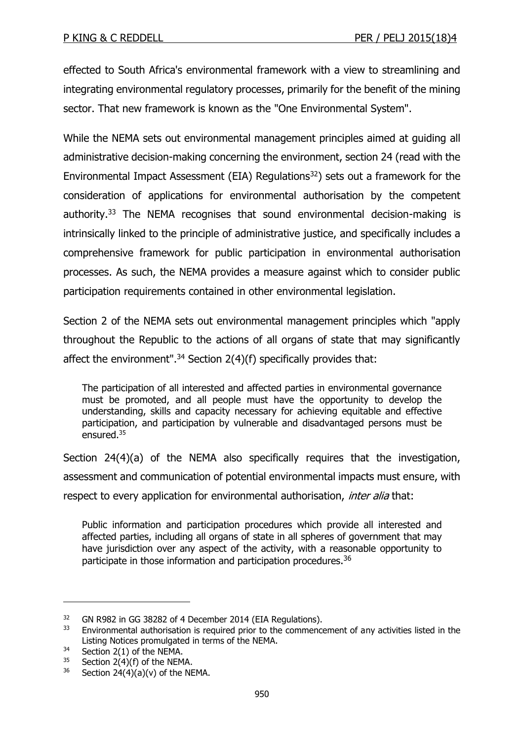effected to South Africa's environmental framework with a view to streamlining and integrating environmental regulatory processes, primarily for the benefit of the mining sector. That new framework is known as the "One Environmental System".

While the NEMA sets out environmental management principles aimed at guiding all administrative decision-making concerning the environment, section 24 (read with the Environmental Impact Assessment (EIA) Regulations[32]) sets out a framework for the consideration of applications for environmental authorisation by the competent authority.[33] The NEMA recognises that sound environmental decision-making is intrinsically linked to the principle of administrative justice, and specifically includes a comprehensive framework for public participation in environmental authorisation processes. As such, the NEMA provides a measure against which to consider public participation requirements contained in other environmental legislation.

Section 2 of the NEMA sets out environmental management principles which "apply throughout the Republic to the actions of all organs of state that may significantly affect the environment".[34] Section 2(4)(f) specifically provides that:

> The participation of all interested and affected parties in environmental governance must be promoted, and all people must have the opportunity to develop the understanding, skills and capacity necessary for achieving equitable and effective participation, and participation by vulnerable and disadvantaged persons must be ensured.[35]

Section 24(4)(a) of the NEMA also specifically requires that the investigation, assessment and communication of potential environmental impacts must ensure, with respect to every application for environmental authorisation, *inter alia* that:

> Public information and participation procedures which provide all interested and affected parties, including all organs of state in all spheres of government that may have jurisdiction over any aspect of the activity, with a reasonable opportunity to participate in those information and participation procedures.[36]

---

[32] GN R982 in GG 38282 of 4 December 2014 (EIA Regulations).

[33] Environmental authorisation is required prior to the commencement of any activities listed in the Listing Notices promulgated in terms of the NEMA.

[34] Section 2(1) of the NEMA.

[35] Section 2(4)(f) of the NEMA.

[36] Section 24(4)(a)(v) of the NEMA.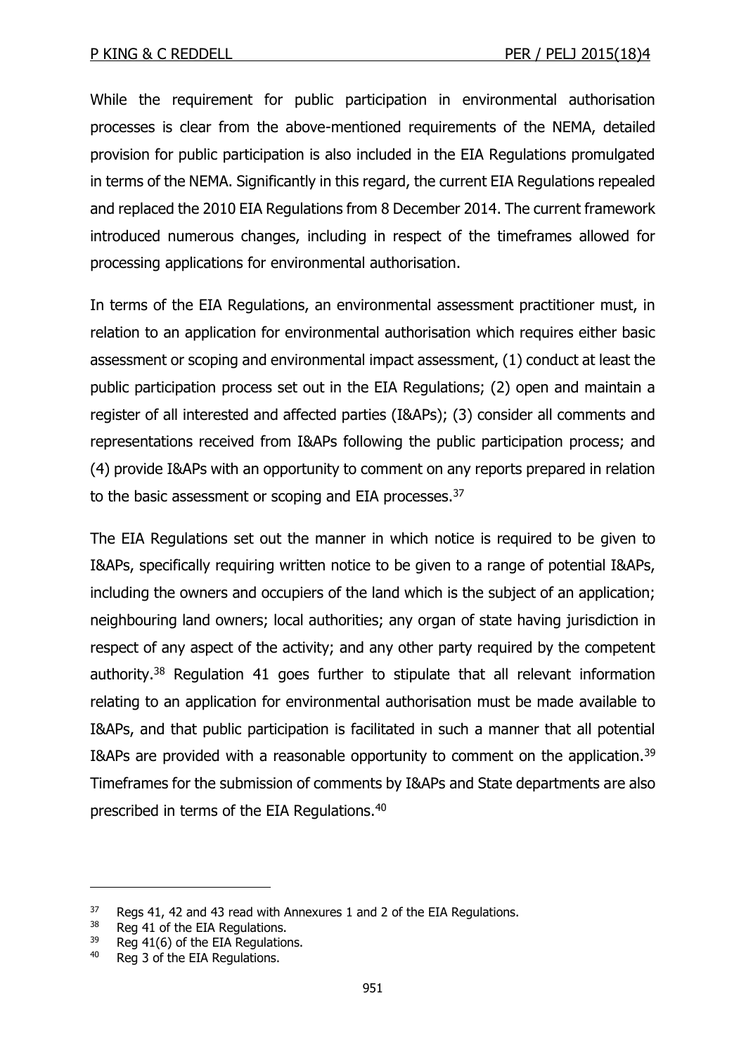While the requirement for public participation in environmental authorisation processes is clear from the above-mentioned requirements of the NEMA, detailed provision for public participation is also included in the EIA Regulations promulgated in terms of the NEMA. Significantly in this regard, the current EIA Regulations repealed and replaced the 2010 EIA Regulations from 8 December 2014. The current framework introduced numerous changes, including in respect of the timeframes allowed for processing applications for environmental authorisation.

In terms of the EIA Regulations, an environmental assessment practitioner must, in relation to an application for environmental authorisation which requires either basic assessment or scoping and environmental impact assessment, (1) conduct at least the public participation process set out in the EIA Regulations; (2) open and maintain a register of all interested and affected parties (I&APs); (3) consider all comments and representations received from I&APs following the public participation process; and (4) provide I&APs with an opportunity to comment on any reports prepared in relation to the basic assessment or scoping and EIA processes.[37]

The EIA Regulations set out the manner in which notice is required to be given to I&APs, specifically requiring written notice to be given to a range of potential I&APs, including the owners and occupiers of the land which is the subject of an application; neighbouring land owners; local authorities; any organ of state having jurisdiction in respect of any aspect of the activity; and any other party required by the competent authority.[38] Regulation 41 goes further to stipulate that all relevant information relating to an application for environmental authorisation must be made available to I&APs, and that public participation is facilitated in such a manner that all potential I&APs are provided with a reasonable opportunity to comment on the application.[39] Timeframes for the submission of comments by I&APs and State departments are also prescribed in terms of the EIA Regulations.[40]

---

[37] Regs 41, 42 and 43 read with Annexures 1 and 2 of the EIA Regulations.

[38] Reg 41 of the EIA Regulations.

[39] Reg 41(6) of the EIA Regulations.

[40] Reg 3 of the EIA Regulations.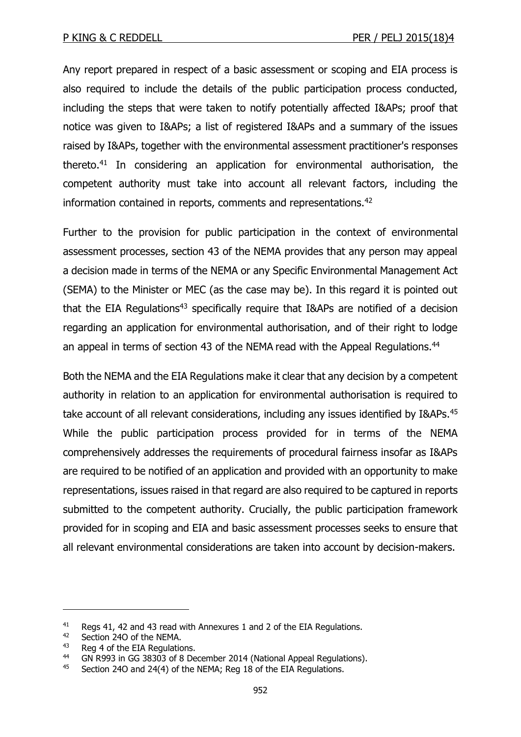Any report prepared in respect of a basic assessment or scoping and EIA process is also required to include the details of the public participation process conducted, including the steps that were taken to notify potentially affected I&APs; proof that notice was given to I&APs; a list of registered I&APs and a summary of the issues raised by I&APs, together with the environmental assessment practitioner's responses thereto.[41] In considering an application for environmental authorisation, the competent authority must take into account all relevant factors, including the information contained in reports, comments and representations.[42]

Further to the provision for public participation in the context of environmental assessment processes, section 43 of the NEMA provides that any person may appeal a decision made in terms of the NEMA or any Specific Environmental Management Act (SEMA) to the Minister or MEC (as the case may be). In this regard it is pointed out that the EIA Regulations[43] specifically require that I&APs are notified of a decision regarding an application for environmental authorisation, and of their right to lodge an appeal in terms of section 43 of the NEMA read with the Appeal Regulations.[44]

Both the NEMA and the EIA Regulations make it clear that any decision by a competent authority in relation to an application for environmental authorisation is required to take account of all relevant considerations, including any issues identified by I&APs.[45] While the public participation process provided for in terms of the NEMA comprehensively addresses the requirements of procedural fairness insofar as I&APs are required to be notified of an application and provided with an opportunity to make representations, issues raised in that regard are also required to be captured in reports submitted to the competent authority. Crucially, the public participation framework provided for in scoping and EIA and basic assessment processes seeks to ensure that all relevant environmental considerations are taken into account by decision-makers.

---

[41] Regs 41, 42 and 43 read with Annexures 1 and 2 of the EIA Regulations.

[42] Section 24O of the NEMA.

[43] Reg 4 of the EIA Regulations.

[44] GN R993 in GG 38303 of 8 December 2014 (National Appeal Regulations).

[45] Section 24O and 24(4) of the NEMA; Reg 18 of the EIA Regulations.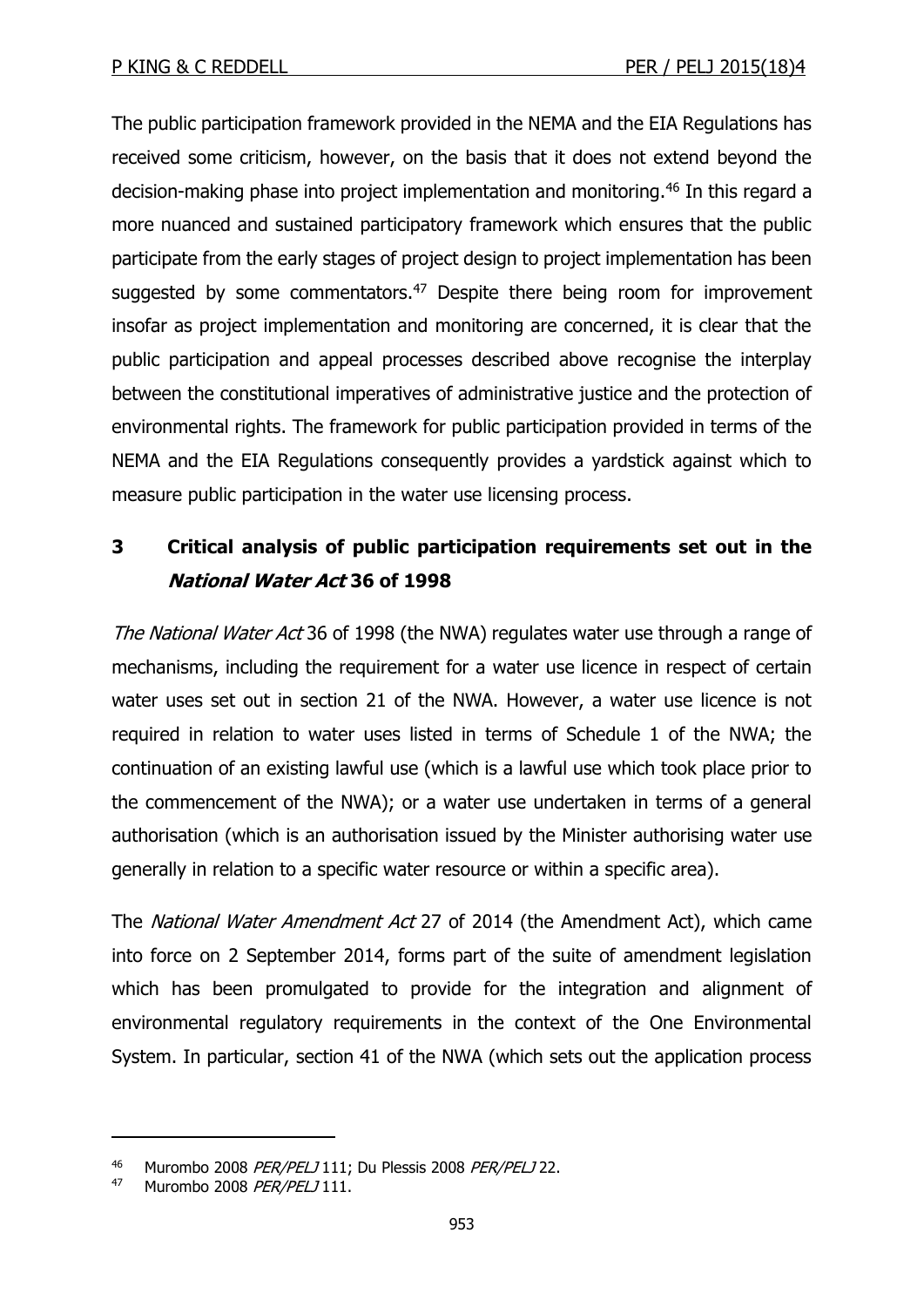The public participation framework provided in the NEMA and the EIA Regulations has received some criticism, however, on the basis that it does not extend beyond the decision-making phase into project implementation and monitoring.[46] In this regard a more nuanced and sustained participatory framework which ensures that the public participate from the early stages of project design to project implementation has been suggested by some commentators.[47] Despite there being room for improvement insofar as project implementation and monitoring are concerned, it is clear that the public participation and appeal processes described above recognise the interplay between the constitutional imperatives of administrative justice and the protection of environmental rights. The framework for public participation provided in terms of the NEMA and the EIA Regulations consequently provides a yardstick against which to measure public participation in the water use licensing process.

## 3 Critical analysis of public participation requirements set out in the *National Water Act* 36 of 1998

*The National Water Act* 36 of 1998 (the NWA) regulates water use through a range of mechanisms, including the requirement for a water use licence in respect of certain water uses set out in section 21 of the NWA. However, a water use licence is not required in relation to water uses listed in terms of Schedule 1 of the NWA; the continuation of an existing lawful use (which is a lawful use which took place prior to the commencement of the NWA); or a water use undertaken in terms of a general authorisation (which is an authorisation issued by the Minister authorising water use generally in relation to a specific water resource or within a specific area).

The *National Water Amendment Act* 27 of 2014 (the Amendment Act), which came into force on 2 September 2014, forms part of the suite of amendment legislation which has been promulgated to provide for the integration and alignment of environmental regulatory requirements in the context of the One Environmental System. In particular, section 41 of the NWA (which sets out the application process

---

[46] Murombo 2008 *PER/PELJ* 111; Du Plessis 2008 *PER/PELJ* 22.

[47] Murombo 2008 *PER/PELJ* 111.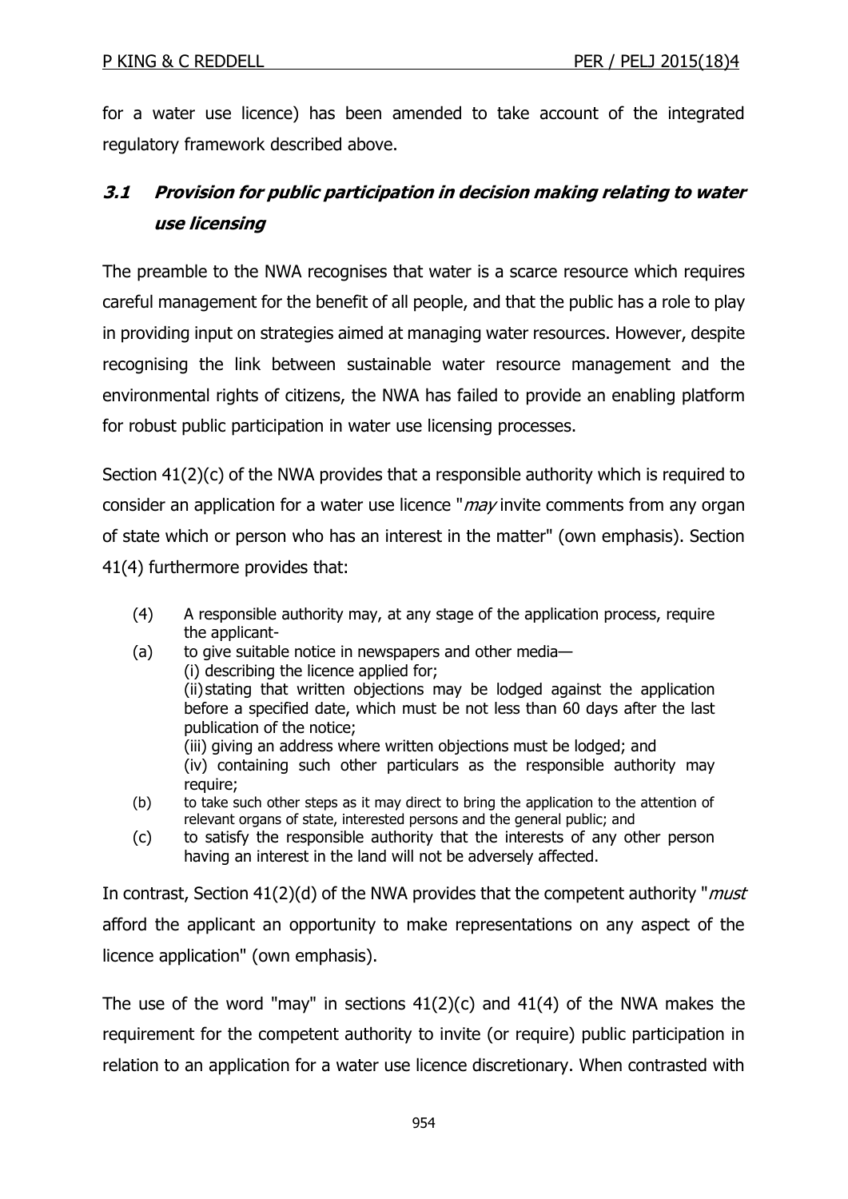for a water use licence) has been amended to take account of the integrated regulatory framework described above.

### *3.1 Provision for public participation in decision making relating to water use licensing*

The preamble to the NWA recognises that water is a scarce resource which requires careful management for the benefit of all people, and that the public has a role to play in providing input on strategies aimed at managing water resources. However, despite recognising the link between sustainable water resource management and the environmental rights of citizens, the NWA has failed to provide an enabling platform for robust public participation in water use licensing processes.

Section 41(2)(c) of the NWA provides that a responsible authority which is required to consider an application for a water use licence "*may* invite comments from any organ of state which or person who has an interest in the matter" (own emphasis). Section 41(4) furthermore provides that:

> (4) A responsible authority may, at any stage of the application process, require the applicant-
>
> (a) to give suitable notice in newspapers and other media—
> (i) describing the licence applied for;
> (ii) stating that written objections may be lodged against the application before a specified date, which must be not less than 60 days after the last publication of the notice;
> (iii) giving an address where written objections must be lodged; and
> (iv) containing such other particulars as the responsible authority may require;
>
> (b) to take such other steps as it may direct to bring the application to the attention of relevant organs of state, interested persons and the general public; and
>
> (c) to satisfy the responsible authority that the interests of any other person having an interest in the land will not be adversely affected.

In contrast, Section 41(2)(d) of the NWA provides that the competent authority "*must* afford the applicant an opportunity to make representations on any aspect of the licence application" (own emphasis).

The use of the word "may" in sections 41(2)(c) and 41(4) of the NWA makes the requirement for the competent authority to invite (or require) public participation in relation to an application for a water use licence discretionary. When contrasted with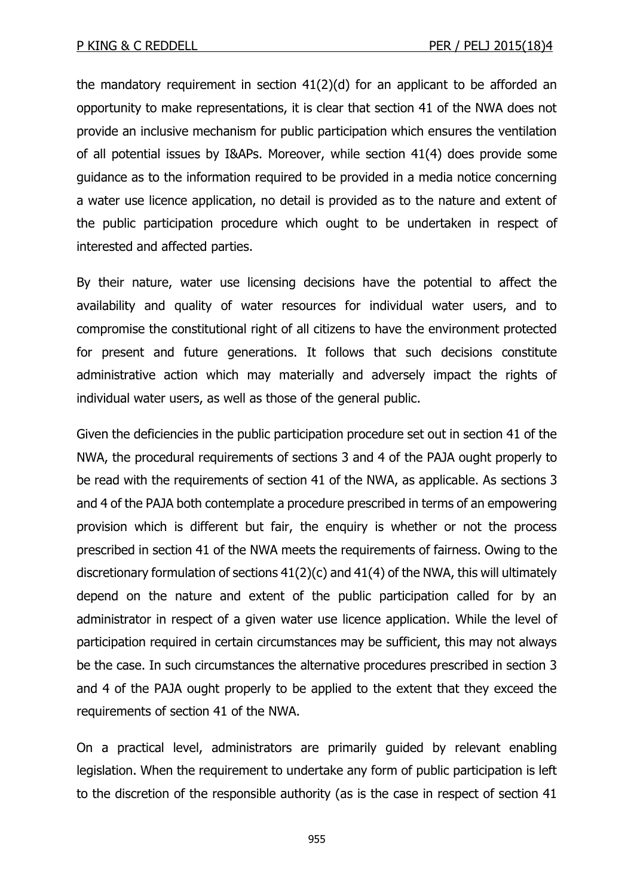the mandatory requirement in section 41(2)(d) for an applicant to be afforded an opportunity to make representations, it is clear that section 41 of the NWA does not provide an inclusive mechanism for public participation which ensures the ventilation of all potential issues by I&APs. Moreover, while section 41(4) does provide some guidance as to the information required to be provided in a media notice concerning a water use licence application, no detail is provided as to the nature and extent of the public participation procedure which ought to be undertaken in respect of interested and affected parties.

By their nature, water use licensing decisions have the potential to affect the availability and quality of water resources for individual water users, and to compromise the constitutional right of all citizens to have the environment protected for present and future generations. It follows that such decisions constitute administrative action which may materially and adversely impact the rights of individual water users, as well as those of the general public.

Given the deficiencies in the public participation procedure set out in section 41 of the NWA, the procedural requirements of sections 3 and 4 of the PAJA ought properly to be read with the requirements of section 41 of the NWA, as applicable. As sections 3 and 4 of the PAJA both contemplate a procedure prescribed in terms of an empowering provision which is different but fair, the enquiry is whether or not the process prescribed in section 41 of the NWA meets the requirements of fairness. Owing to the discretionary formulation of sections 41(2)(c) and 41(4) of the NWA, this will ultimately depend on the nature and extent of the public participation called for by an administrator in respect of a given water use licence application. While the level of participation required in certain circumstances may be sufficient, this may not always be the case. In such circumstances the alternative procedures prescribed in section 3 and 4 of the PAJA ought properly to be applied to the extent that they exceed the requirements of section 41 of the NWA.

On a practical level, administrators are primarily guided by relevant enabling legislation. When the requirement to undertake any form of public participation is left to the discretion of the responsible authority (as is the case in respect of section 41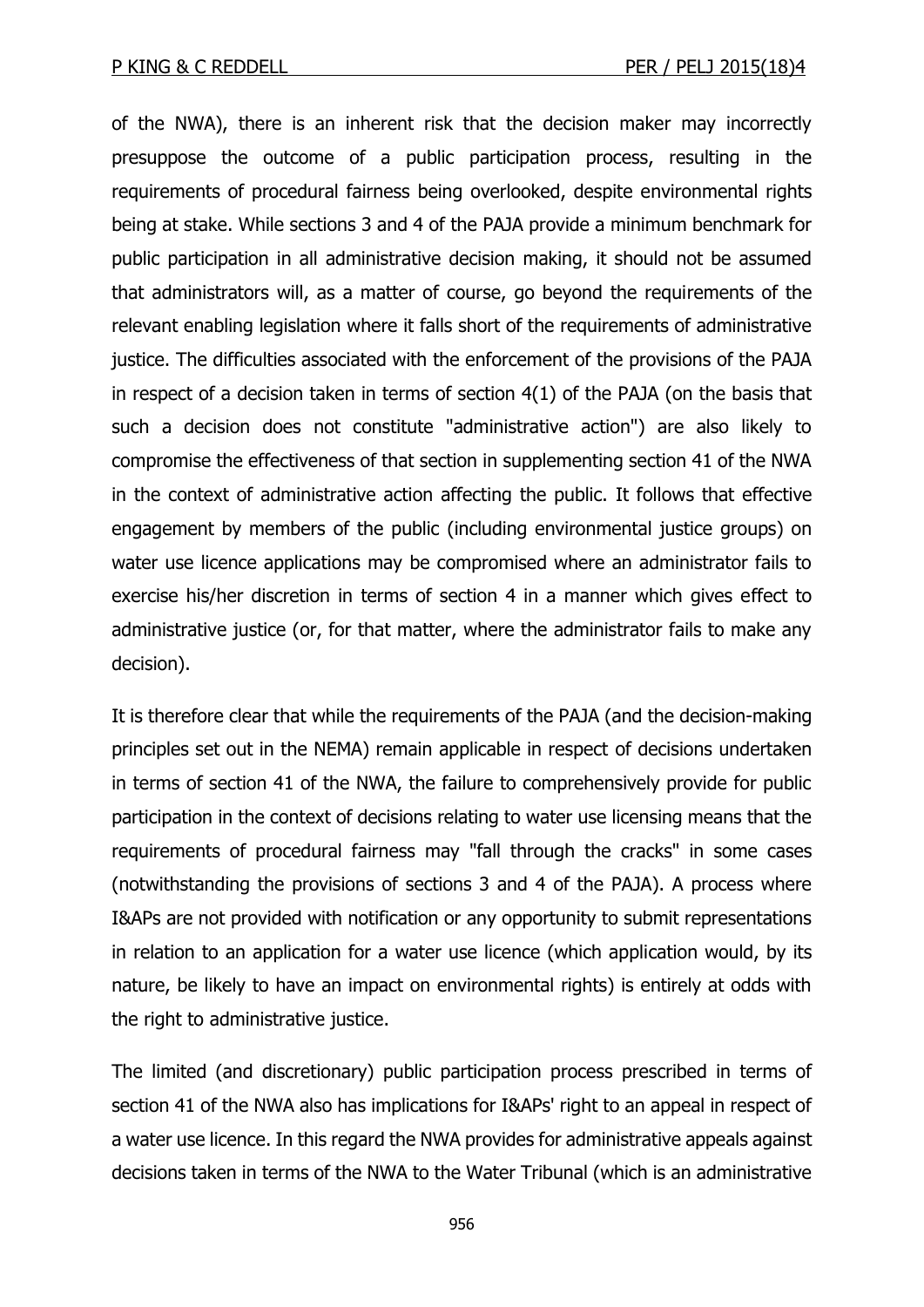of the NWA), there is an inherent risk that the decision maker may incorrectly presuppose the outcome of a public participation process, resulting in the requirements of procedural fairness being overlooked, despite environmental rights being at stake. While sections 3 and 4 of the PAJA provide a minimum benchmark for public participation in all administrative decision making, it should not be assumed that administrators will, as a matter of course, go beyond the requirements of the relevant enabling legislation where it falls short of the requirements of administrative justice. The difficulties associated with the enforcement of the provisions of the PAJA in respect of a decision taken in terms of section 4(1) of the PAJA (on the basis that such a decision does not constitute "administrative action") are also likely to compromise the effectiveness of that section in supplementing section 41 of the NWA in the context of administrative action affecting the public. It follows that effective engagement by members of the public (including environmental justice groups) on water use licence applications may be compromised where an administrator fails to exercise his/her discretion in terms of section 4 in a manner which gives effect to administrative justice (or, for that matter, where the administrator fails to make any decision).

It is therefore clear that while the requirements of the PAJA (and the decision-making principles set out in the NEMA) remain applicable in respect of decisions undertaken in terms of section 41 of the NWA, the failure to comprehensively provide for public participation in the context of decisions relating to water use licensing means that the requirements of procedural fairness may "fall through the cracks" in some cases (notwithstanding the provisions of sections 3 and 4 of the PAJA). A process where I&APs are not provided with notification or any opportunity to submit representations in relation to an application for a water use licence (which application would, by its nature, be likely to have an impact on environmental rights) is entirely at odds with the right to administrative justice.

The limited (and discretionary) public participation process prescribed in terms of section 41 of the NWA also has implications for I&APs' right to an appeal in respect of a water use licence. In this regard the NWA provides for administrative appeals against decisions taken in terms of the NWA to the Water Tribunal (which is an administrative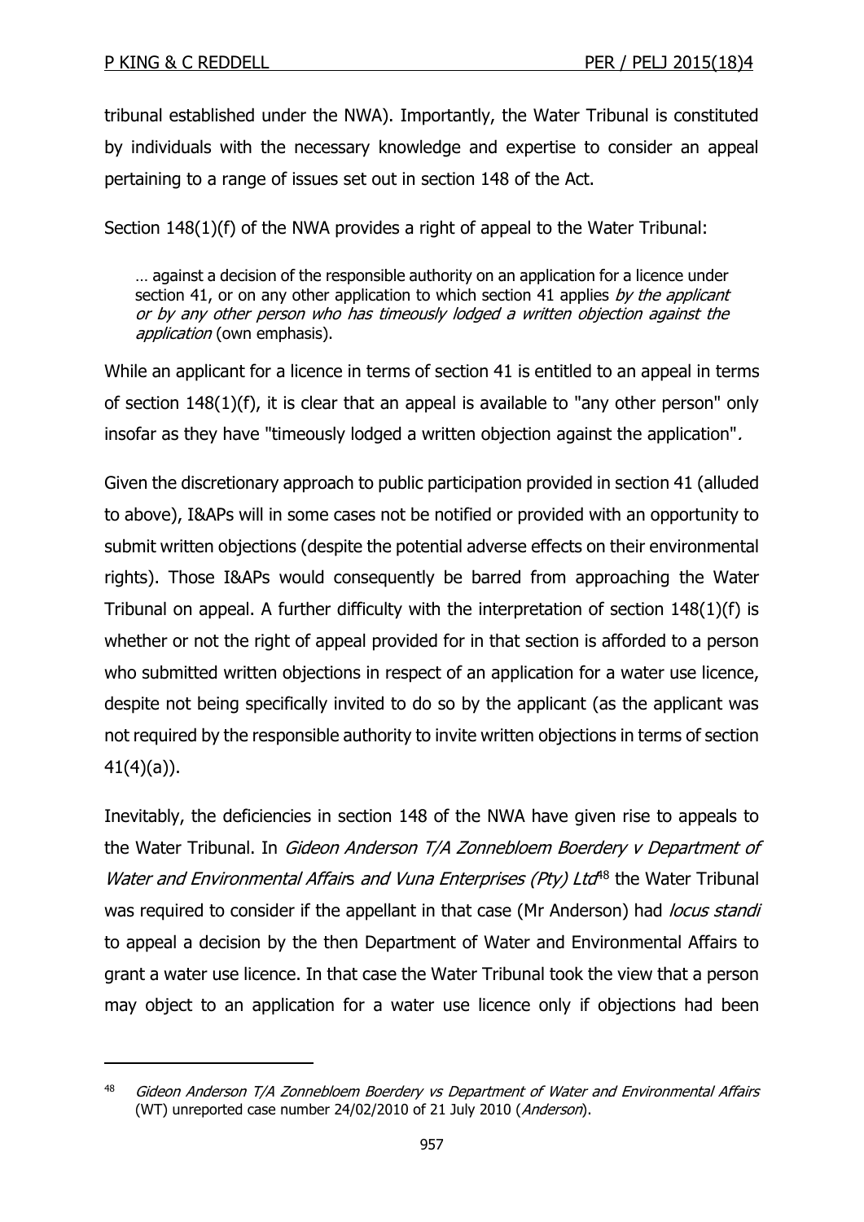tribunal established under the NWA). Importantly, the Water Tribunal is constituted by individuals with the necessary knowledge and expertise to consider an appeal pertaining to a range of issues set out in section 148 of the Act.

Section 148(1)(f) of the NWA provides a right of appeal to the Water Tribunal:

> … against a decision of the responsible authority on an application for a licence under section 41, or on any other application to which section 41 applies *by the applicant or by any other person who has timeously lodged a written objection against the application* (own emphasis).

While an applicant for a licence in terms of section 41 is entitled to an appeal in terms of section 148(1)(f), it is clear that an appeal is available to "any other person" only insofar as they have "timeously lodged a written objection against the application".

Given the discretionary approach to public participation provided in section 41 (alluded to above), I&APs will in some cases not be notified or provided with an opportunity to submit written objections (despite the potential adverse effects on their environmental rights). Those I&APs would consequently be barred from approaching the Water Tribunal on appeal. A further difficulty with the interpretation of section 148(1)(f) is whether or not the right of appeal provided for in that section is afforded to a person who submitted written objections in respect of an application for a water use licence, despite not being specifically invited to do so by the applicant (as the applicant was not required by the responsible authority to invite written objections in terms of section 41(4)(a)).

Inevitably, the deficiencies in section 148 of the NWA have given rise to appeals to the Water Tribunal. In *Gideon Anderson T/A Zonnebloem Boerdery v Department of Water and Environmental Affairs and Vuna Enterprises (Pty) Ltd*[48] the Water Tribunal was required to consider if the appellant in that case (Mr Anderson) had *locus standi* to appeal a decision by the then Department of Water and Environmental Affairs to grant a water use licence. In that case the Water Tribunal took the view that a person may object to an application for a water use licence only if objections had been

---

[48] *Gideon Anderson T/A Zonnebloem Boerdery vs Department of Water and Environmental Affairs* (WT) unreported case number 24/02/2010 of 21 July 2010 (*Anderson*).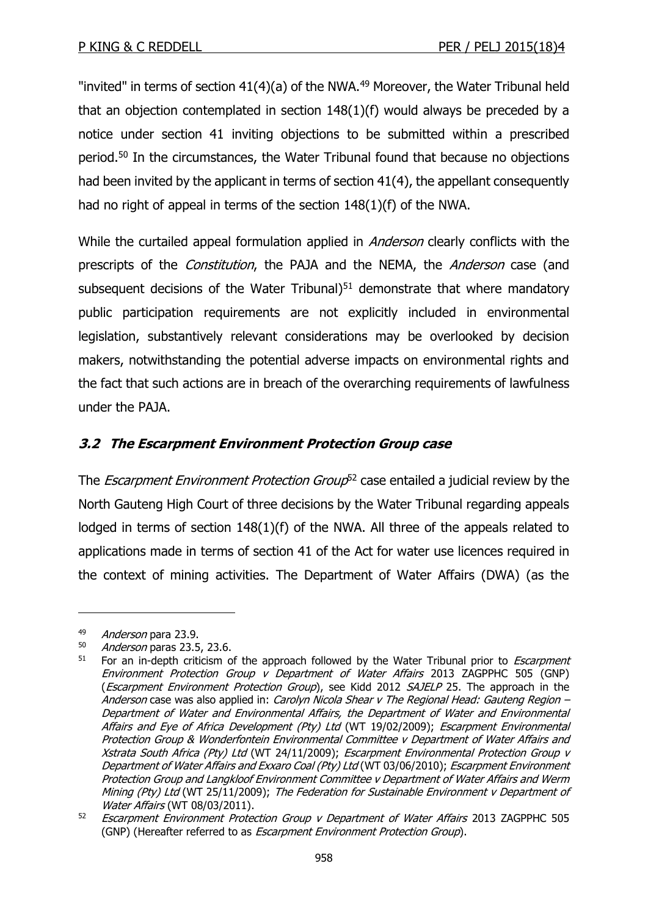"invited" in terms of section 41(4)(a) of the NWA.[49] Moreover, the Water Tribunal held that an objection contemplated in section 148(1)(f) would always be preceded by a notice under section 41 inviting objections to be submitted within a prescribed period.[50] In the circumstances, the Water Tribunal found that because no objections had been invited by the applicant in terms of section 41(4), the appellant consequently had no right of appeal in terms of the section 148(1)(f) of the NWA.

While the curtailed appeal formulation applied in *Anderson* clearly conflicts with the prescripts of the *Constitution*, the PAJA and the NEMA, the *Anderson* case (and subsequent decisions of the Water Tribunal)[51] demonstrate that where mandatory public participation requirements are not explicitly included in environmental legislation, substantively relevant considerations may be overlooked by decision makers, notwithstanding the potential adverse impacts on environmental rights and the fact that such actions are in breach of the overarching requirements of lawfulness under the PAJA.

### 3.2 The Escarpment Environment Protection Group case

The *Escarpment Environment Protection Group*[52] case entailed a judicial review by the North Gauteng High Court of three decisions by the Water Tribunal regarding appeals lodged in terms of section 148(1)(f) of the NWA. All three of the appeals related to applications made in terms of section 41 of the Act for water use licences required in the context of mining activities. The Department of Water Affairs (DWA) (as the

---

[49] *Anderson* para 23.9.

[50] *Anderson* paras 23.5, 23.6.

[51] For an in-depth criticism of the approach followed by the Water Tribunal prior to *Escarpment Environment Protection Group v Department of Water Affairs* 2013 ZAGPPHC 505 (GNP) (*Escarpment Environment Protection Group*), see Kidd 2012 *SAJELP* 25. The approach in the *Anderson* case was also applied in: *Carolyn Nicola Shear v The Regional Head: Gauteng Region – Department of Water and Environmental Affairs, the Department of Water and Environmental Affairs and Eye of Africa Development (Pty) Ltd* (WT 19/02/2009); *Escarpment Environmental Protection Group & Wonderfontein Environmental Committee v Department of Water Affairs and Xstrata South Africa (Pty) Ltd* (WT 24/11/2009); *Escarpment Environmental Protection Group v Department of Water Affairs and Exxaro Coal (Pty) Ltd* (WT 03/06/2010); *Escarpment Environment Protection Group and Langkloof Environment Committee v Department of Water Affairs and Werm Mining (Pty) Ltd* (WT 25/11/2009); *The Federation for Sustainable Environment v Department of Water Affairs* (WT 08/03/2011).

[52] *Escarpment Environment Protection Group v Department of Water Affairs* 2013 ZAGPPHC 505 (GNP) (Hereafter referred to as *Escarpment Environment Protection Group*).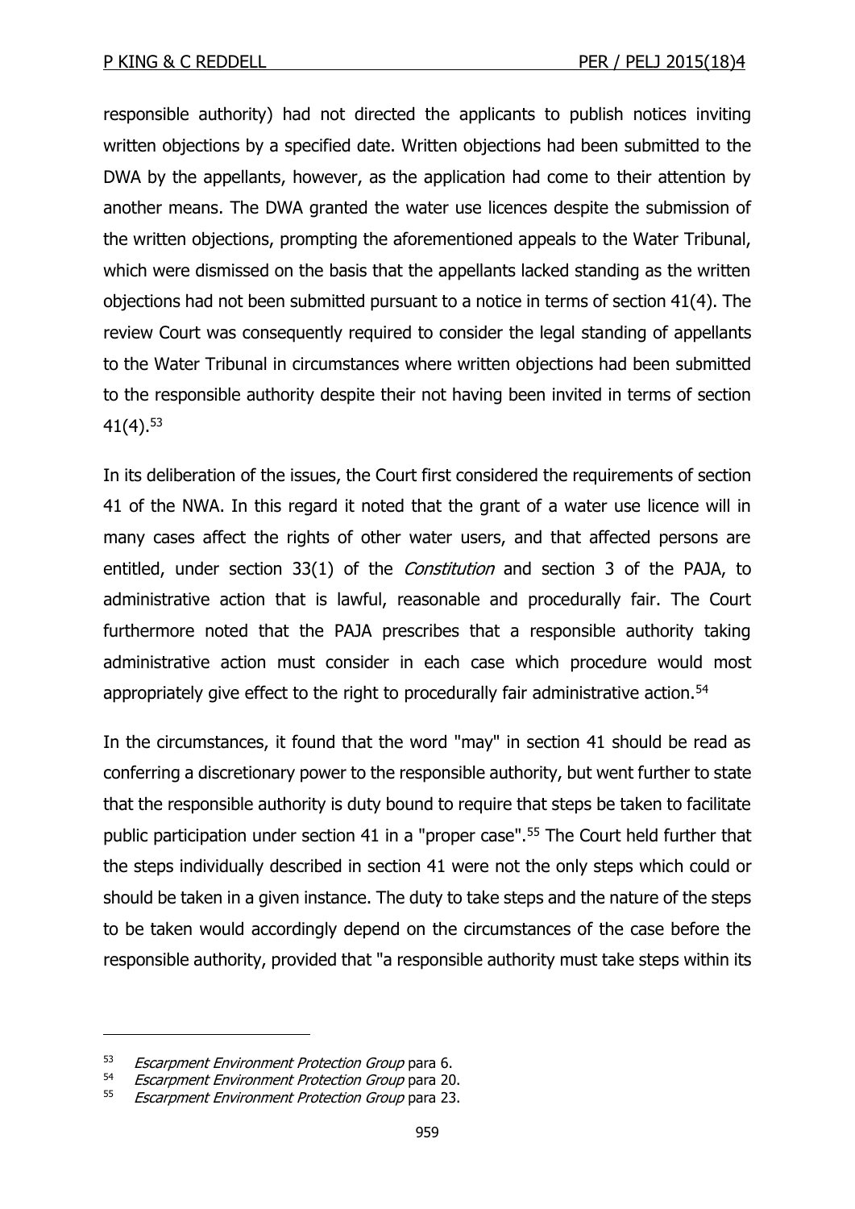responsible authority) had not directed the applicants to publish notices inviting written objections by a specified date. Written objections had been submitted to the DWA by the appellants, however, as the application had come to their attention by another means. The DWA granted the water use licences despite the submission of the written objections, prompting the aforementioned appeals to the Water Tribunal, which were dismissed on the basis that the appellants lacked standing as the written objections had not been submitted pursuant to a notice in terms of section 41(4). The review Court was consequently required to consider the legal standing of appellants to the Water Tribunal in circumstances where written objections had been submitted to the responsible authority despite their not having been invited in terms of section 41(4).[53]

In its deliberation of the issues, the Court first considered the requirements of section 41 of the NWA. In this regard it noted that the grant of a water use licence will in many cases affect the rights of other water users, and that affected persons are entitled, under section 33(1) of the *Constitution* and section 3 of the PAJA, to administrative action that is lawful, reasonable and procedurally fair. The Court furthermore noted that the PAJA prescribes that a responsible authority taking administrative action must consider in each case which procedure would most appropriately give effect to the right to procedurally fair administrative action.[54]

In the circumstances, it found that the word "may" in section 41 should be read as conferring a discretionary power to the responsible authority, but went further to state that the responsible authority is duty bound to require that steps be taken to facilitate public participation under section 41 in a "proper case".[55] The Court held further that the steps individually described in section 41 were not the only steps which could or should be taken in a given instance. The duty to take steps and the nature of the steps to be taken would accordingly depend on the circumstances of the case before the responsible authority, provided that "a responsible authority must take steps within its

---

[53] *Escarpment Environment Protection Group* para 6.

[54] *Escarpment Environment Protection Group* para 20.

[55] *Escarpment Environment Protection Group* para 23.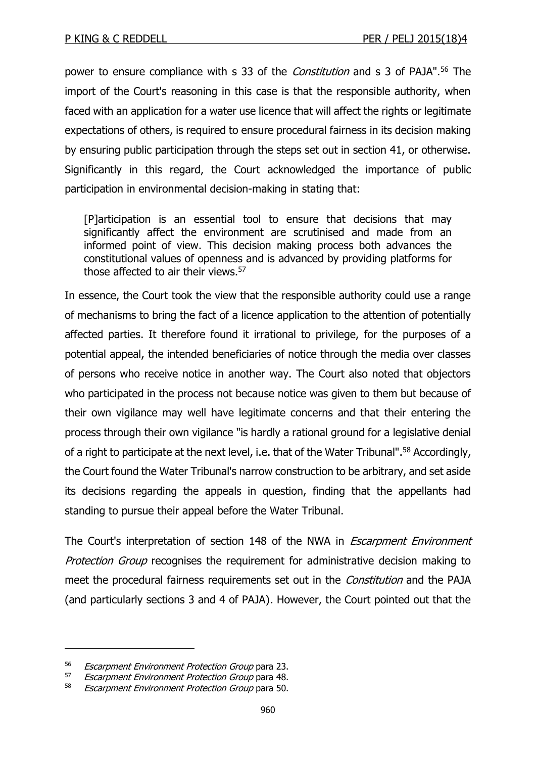power to ensure compliance with s 33 of the *Constitution* and s 3 of PAJA".[56] The import of the Court's reasoning in this case is that the responsible authority, when faced with an application for a water use licence that will affect the rights or legitimate expectations of others, is required to ensure procedural fairness in its decision making by ensuring public participation through the steps set out in section 41, or otherwise. Significantly in this regard, the Court acknowledged the importance of public participation in environmental decision-making in stating that:

> [P]articipation is an essential tool to ensure that decisions that may significantly affect the environment are scrutinised and made from an informed point of view. This decision making process both advances the constitutional values of openness and is advanced by providing platforms for those affected to air their views.[57]

In essence, the Court took the view that the responsible authority could use a range of mechanisms to bring the fact of a licence application to the attention of potentially affected parties. It therefore found it irrational to privilege, for the purposes of a potential appeal, the intended beneficiaries of notice through the media over classes of persons who receive notice in another way. The Court also noted that objectors who participated in the process not because notice was given to them but because of their own vigilance may well have legitimate concerns and that their entering the process through their own vigilance "is hardly a rational ground for a legislative denial of a right to participate at the next level, i.e. that of the Water Tribunal".[58] Accordingly, the Court found the Water Tribunal's narrow construction to be arbitrary, and set aside its decisions regarding the appeals in question, finding that the appellants had standing to pursue their appeal before the Water Tribunal.

The Court's interpretation of section 148 of the NWA in *Escarpment Environment Protection Group* recognises the requirement for administrative decision making to meet the procedural fairness requirements set out in the *Constitution* and the PAJA (and particularly sections 3 and 4 of PAJA). However, the Court pointed out that the

---

[56] *Escarpment Environment Protection Group* para 23.

[57] *Escarpment Environment Protection Group* para 48.

[58] *Escarpment Environment Protection Group* para 50.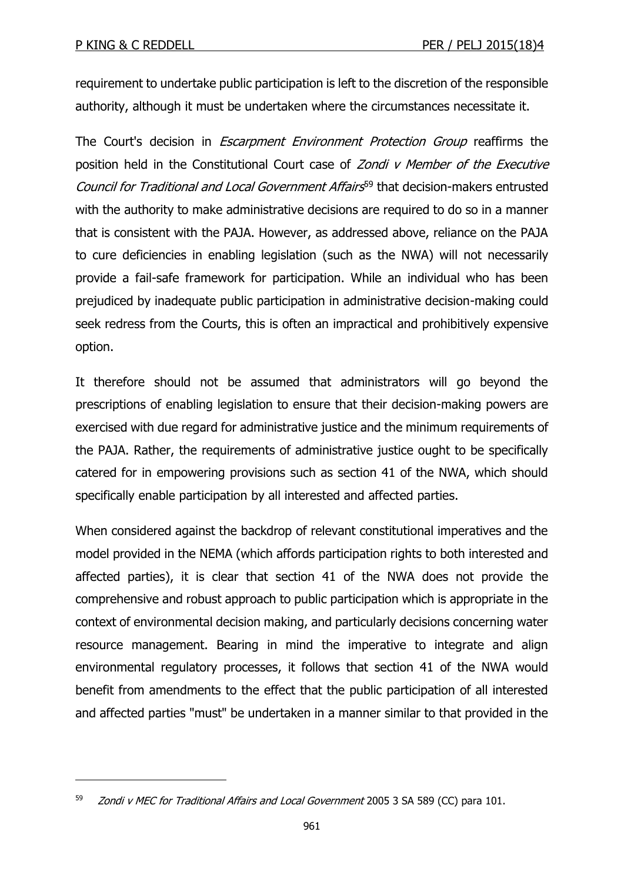requirement to undertake public participation is left to the discretion of the responsible authority, although it must be undertaken where the circumstances necessitate it.

The Court's decision in *Escarpment Environment Protection Group* reaffirms the position held in the Constitutional Court case of *Zondi v Member of the Executive Council for Traditional and Local Government Affairs*[59] that decision-makers entrusted with the authority to make administrative decisions are required to do so in a manner that is consistent with the PAJA. However, as addressed above, reliance on the PAJA to cure deficiencies in enabling legislation (such as the NWA) will not necessarily provide a fail-safe framework for participation. While an individual who has been prejudiced by inadequate public participation in administrative decision-making could seek redress from the Courts, this is often an impractical and prohibitively expensive option.

It therefore should not be assumed that administrators will go beyond the prescriptions of enabling legislation to ensure that their decision-making powers are exercised with due regard for administrative justice and the minimum requirements of the PAJA. Rather, the requirements of administrative justice ought to be specifically catered for in empowering provisions such as section 41 of the NWA, which should specifically enable participation by all interested and affected parties.

When considered against the backdrop of relevant constitutional imperatives and the model provided in the NEMA (which affords participation rights to both interested and affected parties), it is clear that section 41 of the NWA does not provide the comprehensive and robust approach to public participation which is appropriate in the context of environmental decision making, and particularly decisions concerning water resource management. Bearing in mind the imperative to integrate and align environmental regulatory processes, it follows that section 41 of the NWA would benefit from amendments to the effect that the public participation of all interested and affected parties "must" be undertaken in a manner similar to that provided in the

---

[59] *Zondi v MEC for Traditional Affairs and Local Government* 2005 3 SA 589 (CC) para 101.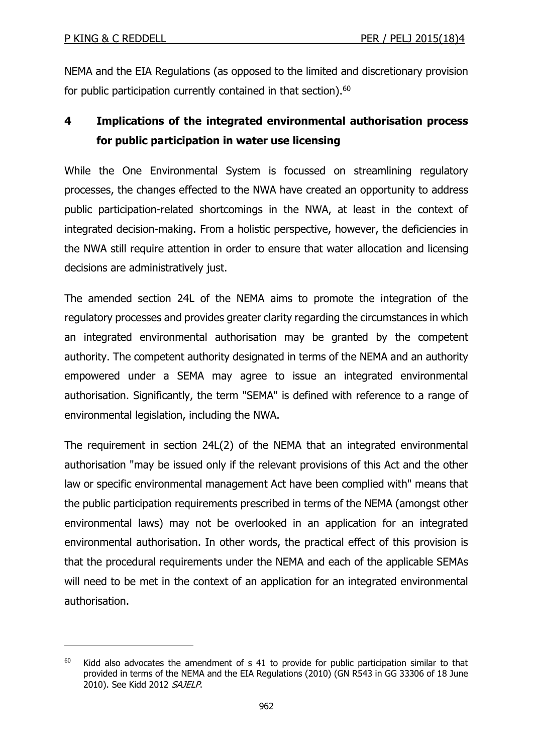NEMA and the EIA Regulations (as opposed to the limited and discretionary provision for public participation currently contained in that section).[60]

## 4 Implications of the integrated environmental authorisation process for public participation in water use licensing

While the One Environmental System is focussed on streamlining regulatory processes, the changes effected to the NWA have created an opportunity to address public participation-related shortcomings in the NWA, at least in the context of integrated decision-making. From a holistic perspective, however, the deficiencies in the NWA still require attention in order to ensure that water allocation and licensing decisions are administratively just.

The amended section 24L of the NEMA aims to promote the integration of the regulatory processes and provides greater clarity regarding the circumstances in which an integrated environmental authorisation may be granted by the competent authority. The competent authority designated in terms of the NEMA and an authority empowered under a SEMA may agree to issue an integrated environmental authorisation. Significantly, the term "SEMA" is defined with reference to a range of environmental legislation, including the NWA.

The requirement in section 24L(2) of the NEMA that an integrated environmental authorisation "may be issued only if the relevant provisions of this Act and the other law or specific environmental management Act have been complied with" means that the public participation requirements prescribed in terms of the NEMA (amongst other environmental laws) may not be overlooked in an application for an integrated environmental authorisation. In other words, the practical effect of this provision is that the procedural requirements under the NEMA and each of the applicable SEMAs will need to be met in the context of an application for an integrated environmental authorisation.

---

[60] Kidd also advocates the amendment of s 41 to provide for public participation similar to that provided in terms of the NEMA and the EIA Regulations (2010) (GN R543 in GG 33306 of 18 June 2010). See Kidd 2012 *SAJELP*.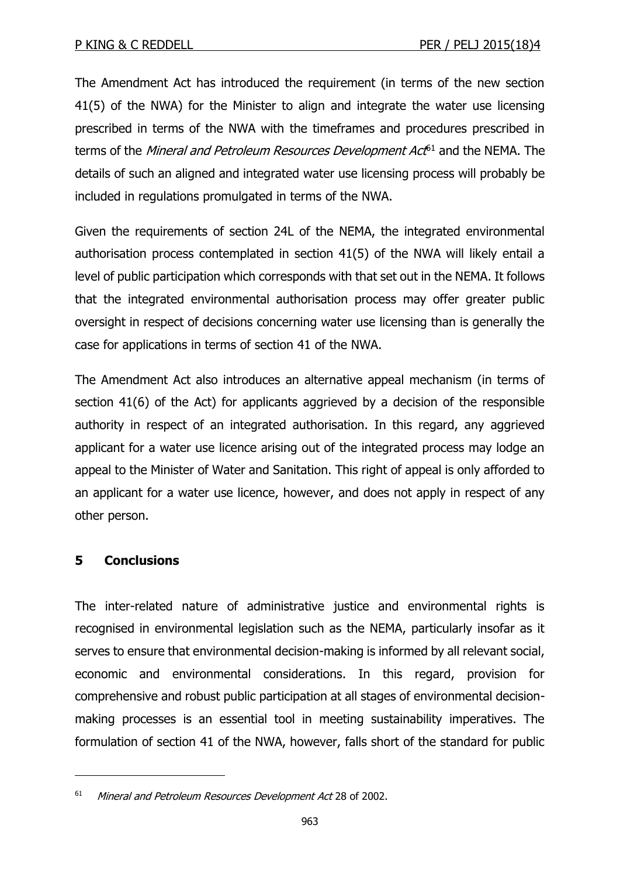The Amendment Act has introduced the requirement (in terms of the new section 41(5) of the NWA) for the Minister to align and integrate the water use licensing prescribed in terms of the NWA with the timeframes and procedures prescribed in terms of the *Mineral and Petroleum Resources Development Act*[61] and the NEMA. The details of such an aligned and integrated water use licensing process will probably be included in regulations promulgated in terms of the NWA.

Given the requirements of section 24L of the NEMA, the integrated environmental authorisation process contemplated in section 41(5) of the NWA will likely entail a level of public participation which corresponds with that set out in the NEMA. It follows that the integrated environmental authorisation process may offer greater public oversight in respect of decisions concerning water use licensing than is generally the case for applications in terms of section 41 of the NWA.

The Amendment Act also introduces an alternative appeal mechanism (in terms of section 41(6) of the Act) for applicants aggrieved by a decision of the responsible authority in respect of an integrated authorisation. In this regard, any aggrieved applicant for a water use licence arising out of the integrated process may lodge an appeal to the Minister of Water and Sanitation. This right of appeal is only afforded to an applicant for a water use licence, however, and does not apply in respect of any other person.

## 5 Conclusions

The inter-related nature of administrative justice and environmental rights is recognised in environmental legislation such as the NEMA, particularly insofar as it serves to ensure that environmental decision-making is informed by all relevant social, economic and environmental considerations. In this regard, provision for comprehensive and robust public participation at all stages of environmental decision-making processes is an essential tool in meeting sustainability imperatives. The formulation of section 41 of the NWA, however, falls short of the standard for public

---

[61] *Mineral and Petroleum Resources Development Act* 28 of 2002.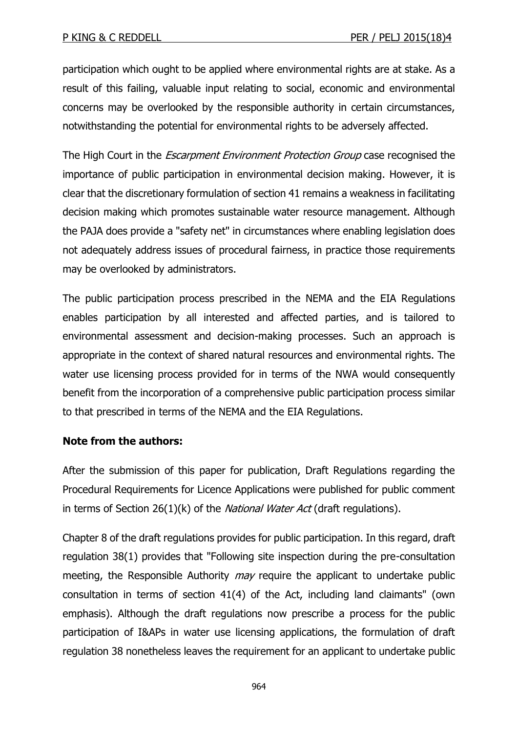participation which ought to be applied where environmental rights are at stake. As a result of this failing, valuable input relating to social, economic and environmental concerns may be overlooked by the responsible authority in certain circumstances, notwithstanding the potential for environmental rights to be adversely affected.

The High Court in the *Escarpment Environment Protection Group* case recognised the importance of public participation in environmental decision making. However, it is clear that the discretionary formulation of section 41 remains a weakness in facilitating decision making which promotes sustainable water resource management. Although the PAJA does provide a "safety net" in circumstances where enabling legislation does not adequately address issues of procedural fairness, in practice those requirements may be overlooked by administrators.

The public participation process prescribed in the NEMA and the EIA Regulations enables participation by all interested and affected parties, and is tailored to environmental assessment and decision-making processes. Such an approach is appropriate in the context of shared natural resources and environmental rights. The water use licensing process provided for in terms of the NWA would consequently benefit from the incorporation of a comprehensive public participation process similar to that prescribed in terms of the NEMA and the EIA Regulations.

**Note from the authors:**

After the submission of this paper for publication, Draft Regulations regarding the Procedural Requirements for Licence Applications were published for public comment in terms of Section 26(1)(k) of the *National Water Act* (draft regulations).

Chapter 8 of the draft regulations provides for public participation. In this regard, draft regulation 38(1) provides that "Following site inspection during the pre-consultation meeting, the Responsible Authority *may* require the applicant to undertake public consultation in terms of section 41(4) of the Act, including land claimants" (own emphasis). Although the draft regulations now prescribe a process for the public participation of I&APs in water use licensing applications, the formulation of draft regulation 38 nonetheless leaves the requirement for an applicant to undertake public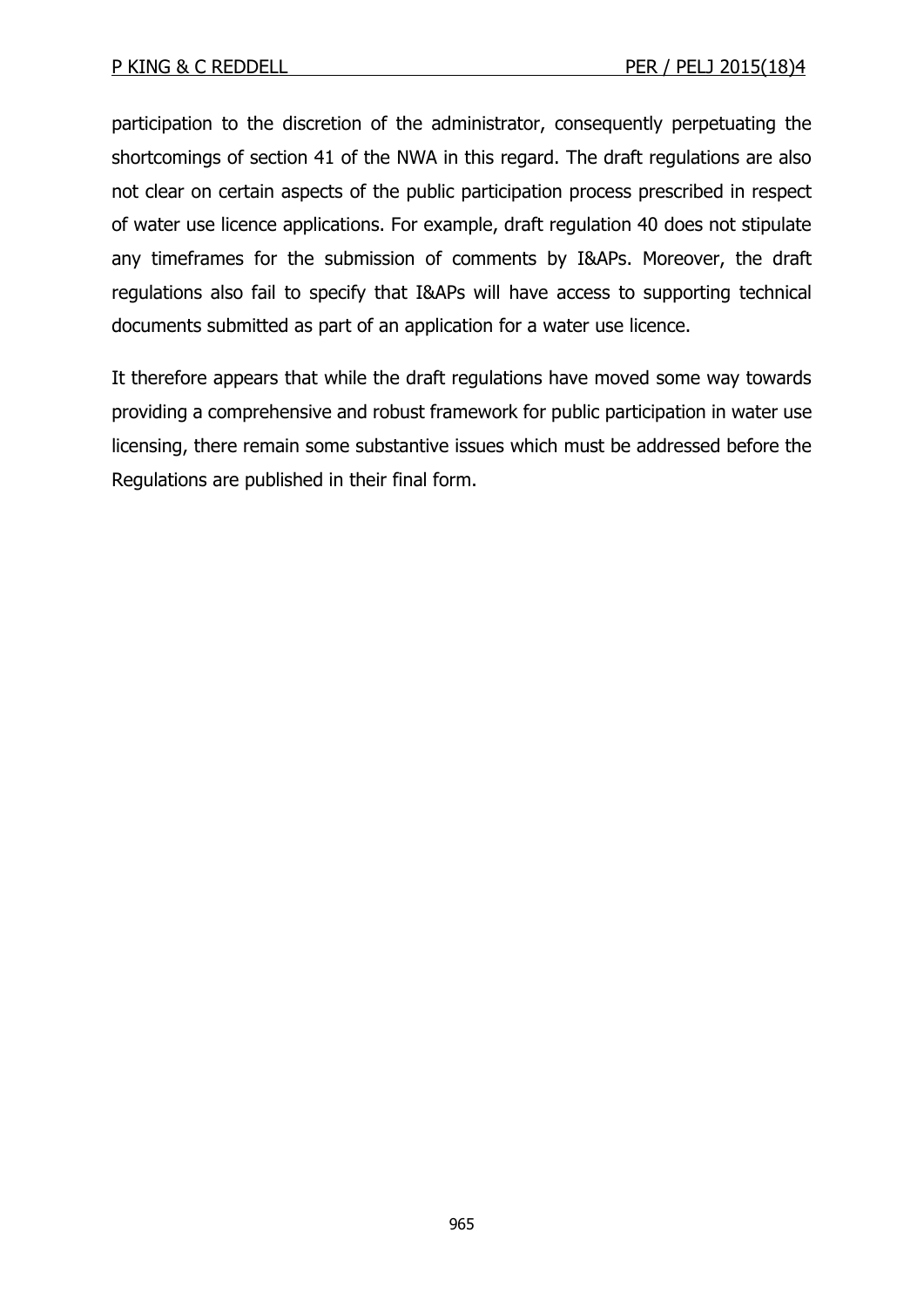participation to the discretion of the administrator, consequently perpetuating the shortcomings of section 41 of the NWA in this regard. The draft regulations are also not clear on certain aspects of the public participation process prescribed in respect of water use licence applications. For example, draft regulation 40 does not stipulate any timeframes for the submission of comments by I&APs. Moreover, the draft regulations also fail to specify that I&APs will have access to supporting technical documents submitted as part of an application for a water use licence.

It therefore appears that while the draft regulations have moved some way towards providing a comprehensive and robust framework for public participation in water use licensing, there remain some substantive issues which must be addressed before the Regulations are published in their final form.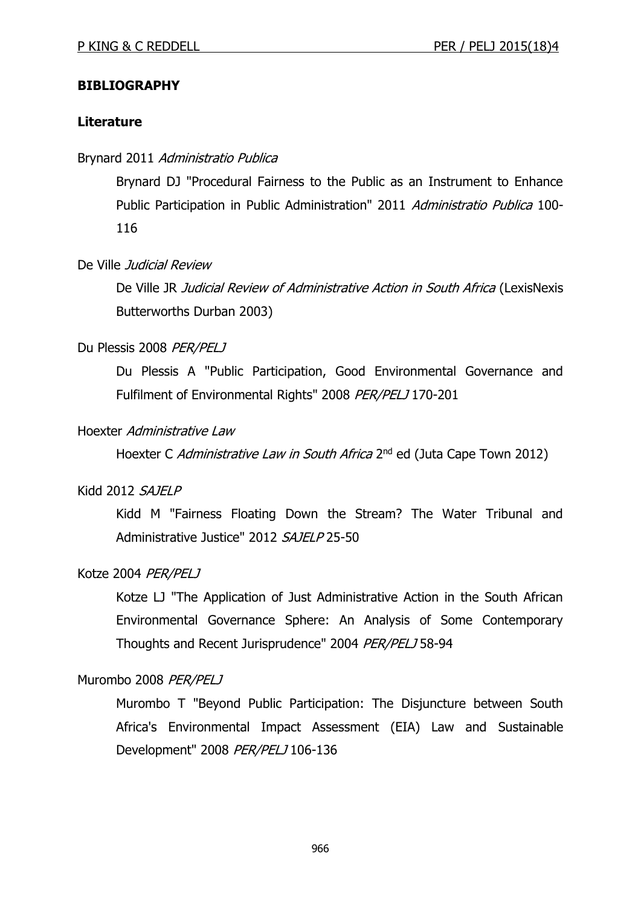## BIBLIOGRAPHY

### Literature

Brynard 2011 *Administratio Publica*

> Brynard DJ "Procedural Fairness to the Public as an Instrument to Enhance Public Participation in Public Administration" 2011 *Administratio Publica* 100-116

De Ville *Judicial Review*

> De Ville JR *Judicial Review of Administrative Action in South Africa* (LexisNexis Butterworths Durban 2003)

Du Plessis 2008 *PER/PELJ*

> Du Plessis A "Public Participation, Good Environmental Governance and Fulfilment of Environmental Rights" 2008 *PER/PELJ* 170-201

Hoexter *Administrative Law*

> Hoexter C *Administrative Law in South Africa* 2nd ed (Juta Cape Town 2012)

Kidd 2012 *SAJELP*

> Kidd M "Fairness Floating Down the Stream? The Water Tribunal and Administrative Justice" 2012 *SAJELP* 25-50

Kotze 2004 *PER/PELJ*

> Kotze LJ "The Application of Just Administrative Action in the South African Environmental Governance Sphere: An Analysis of Some Contemporary Thoughts and Recent Jurisprudence" 2004 *PER/PELJ* 58-94

Murombo 2008 *PER/PELJ*

> Murombo T "Beyond Public Participation: The Disjuncture between South Africa's Environmental Impact Assessment (EIA) Law and Sustainable Development" 2008 *PER/PELJ* 106-136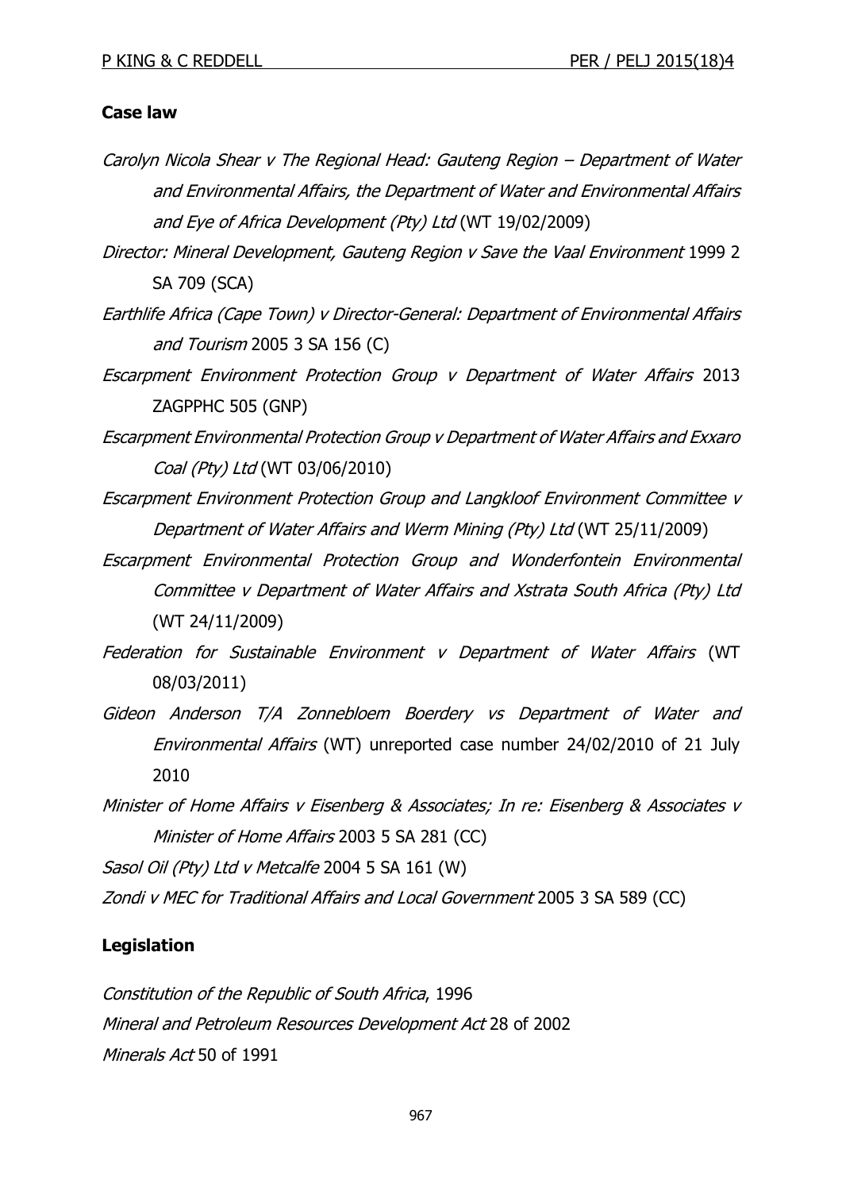## Case law

*Carolyn Nicola Shear v The Regional Head: Gauteng Region – Department of Water and Environmental Affairs, the Department of Water and Environmental Affairs and Eye of Africa Development (Pty) Ltd* (WT 19/02/2009)

*Director: Mineral Development, Gauteng Region v Save the Vaal Environment* 1999 2 SA 709 (SCA)

*Earthlife Africa (Cape Town) v Director-General: Department of Environmental Affairs and Tourism* 2005 3 SA 156 (C)

*Escarpment Environment Protection Group v Department of Water Affairs* 2013 ZAGPPHC 505 (GNP)

*Escarpment Environmental Protection Group v Department of Water Affairs and Exxaro Coal (Pty) Ltd* (WT 03/06/2010)

*Escarpment Environment Protection Group and Langkloof Environment Committee v Department of Water Affairs and Werm Mining (Pty) Ltd* (WT 25/11/2009)

*Escarpment Environmental Protection Group and Wonderfontein Environmental Committee v Department of Water Affairs and Xstrata South Africa (Pty) Ltd* (WT 24/11/2009)

*Federation for Sustainable Environment v Department of Water Affairs* (WT 08/03/2011)

*Gideon Anderson T/A Zonnebloem Boerdery vs Department of Water and Environmental Affairs* (WT) unreported case number 24/02/2010 of 21 July 2010

*Minister of Home Affairs v Eisenberg & Associates; In re: Eisenberg & Associates v Minister of Home Affairs* 2003 5 SA 281 (CC)

*Sasol Oil (Pty) Ltd v Metcalfe* 2004 5 SA 161 (W)

*Zondi v MEC for Traditional Affairs and Local Government* 2005 3 SA 589 (CC)

## Legislation

*Constitution of the Republic of South Africa*, 1996

*Mineral and Petroleum Resources Development Act* 28 of 2002

*Minerals Act* 50 of 1991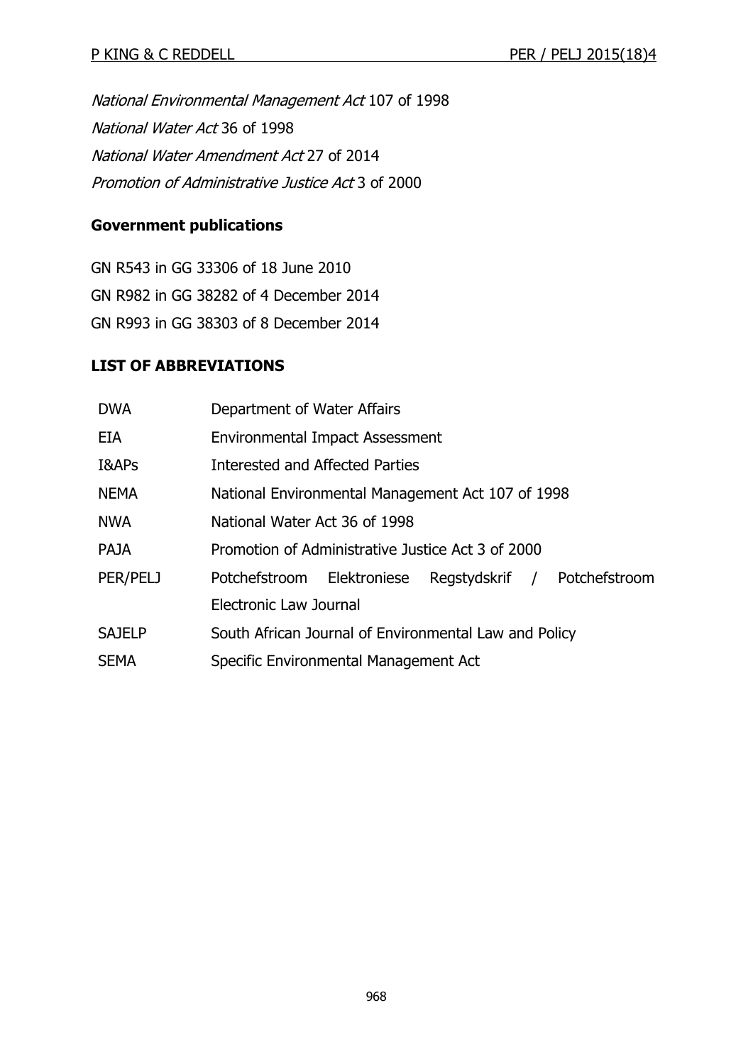*National Environmental Management Act* 107 of 1998

*National Water Act* 36 of 1998

*National Water Amendment Act* 27 of 2014

*Promotion of Administrative Justice Act* 3 of 2000

## Government publications

GN R543 in GG 33306 of 18 June 2010

GN R982 in GG 38282 of 4 December 2014

GN R993 in GG 38303 of 8 December 2014

## LIST OF ABBREVIATIONS

| | |
|---|---|
| DWA | Department of Water Affairs |
| EIA | Environmental Impact Assessment |
| I&APs | Interested and Affected Parties |
| NEMA | National Environmental Management Act 107 of 1998 |
| NWA | National Water Act 36 of 1998 |
| PAJA | Promotion of Administrative Justice Act 3 of 2000 |
| PER/PELJ | Potchefstroom Elektroniese Regstydskrif / Potchefstroom Electronic Law Journal |
| SAJELP | South African Journal of Environmental Law and Policy |
| SEMA | Specific Environmental Management Act |